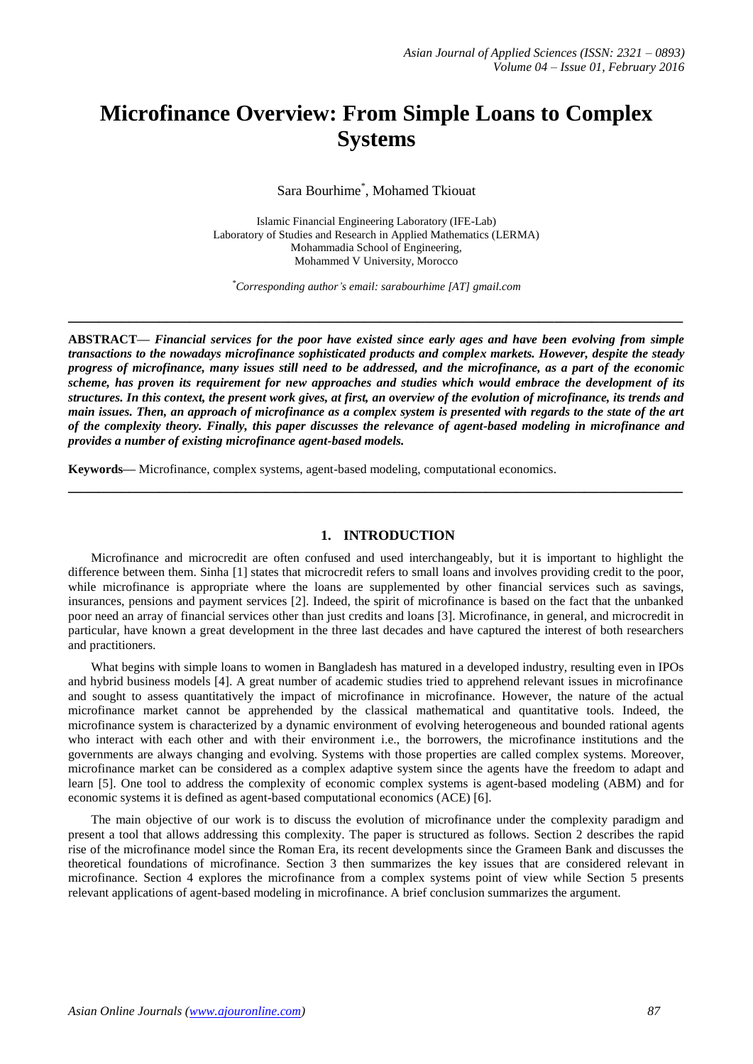# Microfinance Overview: From Simple Loans to Complex Systems

Sara Bourhime*, Mohamed Tkiouat

Islamic Financial Engineering Laboratory (IFE-Lab)
Laboratory of Studies and Research in Applied Mathematics (LERMA)
Mohammadia School of Engineering,
Mohammed V University, Morocco

*\*Corresponding author's email: sarabourhime [AT] gmail.com*

---

**ABSTRACT—** ***Financial services for the poor have existed since early ages and have been evolving from simple transactions to the nowadays microfinance sophisticated products and complex markets. However, despite the steady progress of microfinance, many issues still need to be addressed, and the microfinance, as a part of the economic scheme, has proven its requirement for new approaches and studies which would embrace the development of its structures. In this context, the present work gives, at first, an overview of the evolution of microfinance, its trends and main issues. Then, an approach of microfinance as a complex system is presented with regards to the state of the art of the complexity theory. Finally, this paper discusses the relevance of agent-based modeling in microfinance and provides a number of existing microfinance agent-based models.***

**Keywords—** Microfinance, complex systems, agent-based modeling, computational economics.

---

## 1. INTRODUCTION

Microfinance and microcredit are often confused and used interchangeably, but it is important to highlight the difference between them. Sinha [1] states that microcredit refers to small loans and involves providing credit to the poor, while microfinance is appropriate where the loans are supplemented by other financial services such as savings, insurances, pensions and payment services [2]. Indeed, the spirit of microfinance is based on the fact that the unbanked poor need an array of financial services other than just credits and loans [3]. Microfinance, in general, and microcredit in particular, have known a great development in the three last decades and have captured the interest of both researchers and practitioners.

What begins with simple loans to women in Bangladesh has matured in a developed industry, resulting even in IPOs and hybrid business models [4]. A great number of academic studies tried to apprehend relevant issues in microfinance and sought to assess quantitatively the impact of microfinance in microfinance. However, the nature of the actual microfinance market cannot be apprehended by the classical mathematical and quantitative tools. Indeed, the microfinance system is characterized by a dynamic environment of evolving heterogeneous and bounded rational agents who interact with each other and with their environment i.e., the borrowers, the microfinance institutions and the governments are always changing and evolving. Systems with those properties are called complex systems. Moreover, microfinance market can be considered as a complex adaptive system since the agents have the freedom to adapt and learn [5]. One tool to address the complexity of economic complex systems is agent-based modeling (ABM) and for economic systems it is defined as agent-based computational economics (ACE) [6].

The main objective of our work is to discuss the evolution of microfinance under the complexity paradigm and present a tool that allows addressing this complexity. The paper is structured as follows. Section 2 describes the rapid rise of the microfinance model since the Roman Era, its recent developments since the Grameen Bank and discusses the theoretical foundations of microfinance. Section 3 then summarizes the key issues that are considered relevant in microfinance. Section 4 explores the microfinance from a complex systems point of view while Section 5 presents relevant applications of agent-based modeling in microfinance. A brief conclusion summarizes the argument.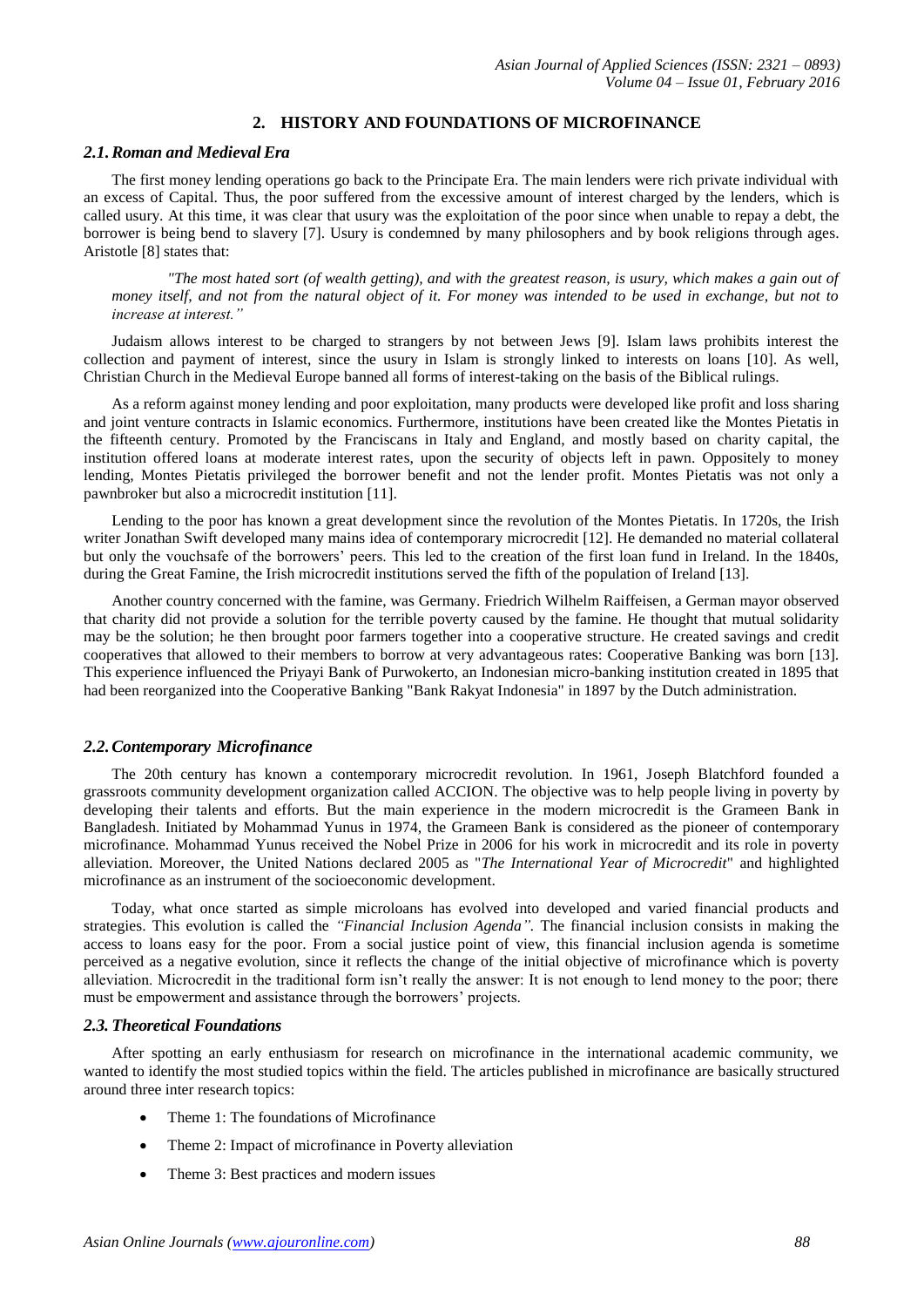## 2. HISTORY AND FOUNDATIONS OF MICROFINANCE

### *2.1. Roman and Medieval Era*

The first money lending operations go back to the Principate Era. The main lenders were rich private individual with an excess of Capital. Thus, the poor suffered from the excessive amount of interest charged by the lenders, which is called usury. At this time, it was clear that usury was the exploitation of the poor since when unable to repay a debt, the borrower is being bend to slavery [7]. Usury is condemned by many philosophers and by book religions through ages. Aristotle [8] states that:

> *"The most hated sort (of wealth getting), and with the greatest reason, is usury, which makes a gain out of money itself, and not from the natural object of it. For money was intended to be used in exchange, but not to increase at interest."*

Judaism allows interest to be charged to strangers by not between Jews [9]. Islam laws prohibits interest the collection and payment of interest, since the usury in Islam is strongly linked to interests on loans [10]. As well, Christian Church in the Medieval Europe banned all forms of interest-taking on the basis of the Biblical rulings.

As a reform against money lending and poor exploitation, many products were developed like profit and loss sharing and joint venture contracts in Islamic economics. Furthermore, institutions have been created like the Montes Pietatis in the fifteenth century. Promoted by the Franciscans in Italy and England, and mostly based on charity capital, the institution offered loans at moderate interest rates, upon the security of objects left in pawn. Oppositely to money lending, Montes Pietatis privileged the borrower benefit and not the lender profit. Montes Pietatis was not only a pawnbroker but also a microcredit institution [11].

Lending to the poor has known a great development since the revolution of the Montes Pietatis. In 1720s, the Irish writer Jonathan Swift developed many mains idea of contemporary microcredit [12]. He demanded no material collateral but only the vouchsafe of the borrowers' peers. This led to the creation of the first loan fund in Ireland. In the 1840s, during the Great Famine, the Irish microcredit institutions served the fifth of the population of Ireland [13].

Another country concerned with the famine, was Germany. Friedrich Wilhelm Raiffeisen, a German mayor observed that charity did not provide a solution for the terrible poverty caused by the famine. He thought that mutual solidarity may be the solution; he then brought poor farmers together into a cooperative structure. He created savings and credit cooperatives that allowed to their members to borrow at very advantageous rates: Cooperative Banking was born [13]. This experience influenced the Priyayi Bank of Purwokerto, an Indonesian micro-banking institution created in 1895 that had been reorganized into the Cooperative Banking "Bank Rakyat Indonesia" in 1897 by the Dutch administration.

### *2.2. Contemporary Microfinance*

The 20th century has known a contemporary microcredit revolution. In 1961, Joseph Blatchford founded a grassroots community development organization called ACCION. The objective was to help people living in poverty by developing their talents and efforts. But the main experience in the modern microcredit is the Grameen Bank in Bangladesh. Initiated by Mohammad Yunus in 1974, the Grameen Bank is considered as the pioneer of contemporary microfinance. Mohammad Yunus received the Nobel Prize in 2006 for his work in microcredit and its role in poverty alleviation. Moreover, the United Nations declared 2005 as "*The International Year of Microcredit*" and highlighted microfinance as an instrument of the socioeconomic development.

Today, what once started as simple microloans has evolved into developed and varied financial products and strategies. This evolution is called the *"Financial Inclusion Agenda"*. The financial inclusion consists in making the access to loans easy for the poor. From a social justice point of view, this financial inclusion agenda is sometime perceived as a negative evolution, since it reflects the change of the initial objective of microfinance which is poverty alleviation. Microcredit in the traditional form isn't really the answer: It is not enough to lend money to the poor; there must be empowerment and assistance through the borrowers' projects.

### *2.3. Theoretical Foundations*

After spotting an early enthusiasm for research on microfinance in the international academic community, we wanted to identify the most studied topics within the field. The articles published in microfinance are basically structured around three inter research topics:

- Theme 1: The foundations of Microfinance
- Theme 2: Impact of microfinance in Poverty alleviation
- Theme 3: Best practices and modern issues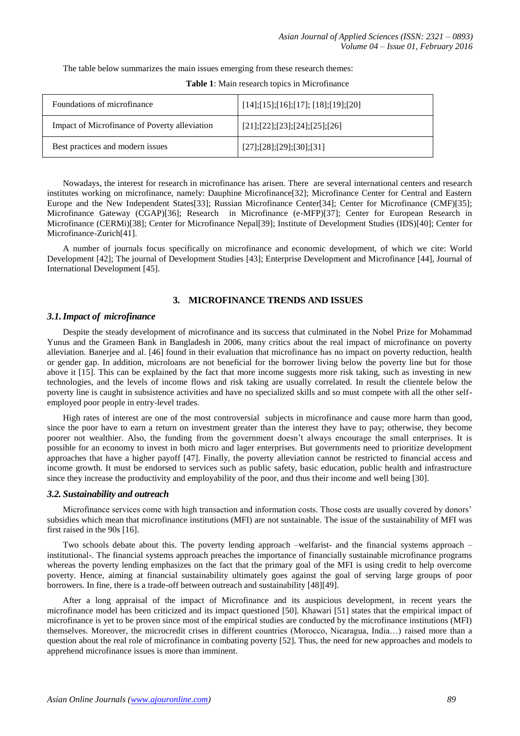The table below summarizes the main issues emerging from these research themes:

**Table 1**: Main research topics in Microfinance

| | |
|---|---|
| Foundations of microfinance | [14];[15];[16];[17]; [18];[19];[20] |
| Impact of Microfinance of Poverty alleviation | [21];[22];[23];[24];[25];[26] |
| Best practices and modern issues | [27];[28];[29];[30];[31] |

Nowadays, the interest for research in microfinance has arisen. There are several international centers and research institutes working on microfinance, namely: Dauphine Microfinance[32]; Microfinance Center for Central and Eastern Europe and the New Independent States[33]; Russian Microfinance Center[34]; Center for Microfinance (CMF)[35]; Microfinance Gateway (CGAP)[36]; Research in Microfinance (e-MFP)[37]; Center for European Research in Microfinance (CERMi)[38]; Center for Microfinance Nepal[39]; Institute of Development Studies (IDS)[40]; Center for Microfinance-Zurich[41].

A number of journals focus specifically on microfinance and economic development, of which we cite: World Development [42]; The journal of Development Studies [43]; Enterprise Development and Microfinance [44], Journal of International Development [45].

## 3. MICROFINANCE TRENDS AND ISSUES

### *3.1. Impact of microfinance*

Despite the steady development of microfinance and its success that culminated in the Nobel Prize for Mohammad Yunus and the Grameen Bank in Bangladesh in 2006, many critics about the real impact of microfinance on poverty alleviation. Banerjee and al. [46] found in their evaluation that microfinance has no impact on poverty reduction, health or gender gap. In addition, microloans are not beneficial for the borrower living below the poverty line but for those above it [15]. This can be explained by the fact that more income suggests more risk taking, such as investing in new technologies, and the levels of income flows and risk taking are usually correlated. In result the clientele below the poverty line is caught in subsistence activities and have no specialized skills and so must compete with all the other self-employed poor people in entry-level trades.

High rates of interest are one of the most controversial subjects in microfinance and cause more harm than good, since the poor have to earn a return on investment greater than the interest they have to pay; otherwise, they become poorer not wealthier. Also, the funding from the government doesn't always encourage the small enterprises. It is possible for an economy to invest in both micro and lager enterprises. But governments need to prioritize development approaches that have a higher payoff [47]. Finally, the poverty alleviation cannot be restricted to financial access and income growth. It must be endorsed to services such as public safety, basic education, public health and infrastructure since they increase the productivity and employability of the poor, and thus their income and well being [30].

### *3.2. Sustainability and outreach*

Microfinance services come with high transaction and information costs. Those costs are usually covered by donors' subsidies which mean that microfinance institutions (MFI) are not sustainable. The issue of the sustainability of MFI was first raised in the 90s [16].

Two schools debate about this. The poverty lending approach –welfarist- and the financial systems approach –institutional-. The financial systems approach preaches the importance of financially sustainable microfinance programs whereas the poverty lending emphasizes on the fact that the primary goal of the MFI is using credit to help overcome poverty. Hence, aiming at financial sustainability ultimately goes against the goal of serving large groups of poor borrowers. In fine, there is a trade-off between outreach and sustainability [48][49].

After a long appraisal of the impact of Microfinance and its auspicious development, in recent years the microfinance model has been criticized and its impact questioned [50]. Khawari [51] states that the empirical impact of microfinance is yet to be proven since most of the empirical studies are conducted by the microfinance institutions (MFI) themselves. Moreover, the microcredit crises in different countries (Morocco, Nicaragua, India…) raised more than a question about the real role of microfinance in combating poverty [52]. Thus, the need for new approaches and models to apprehend microfinance issues is more than imminent.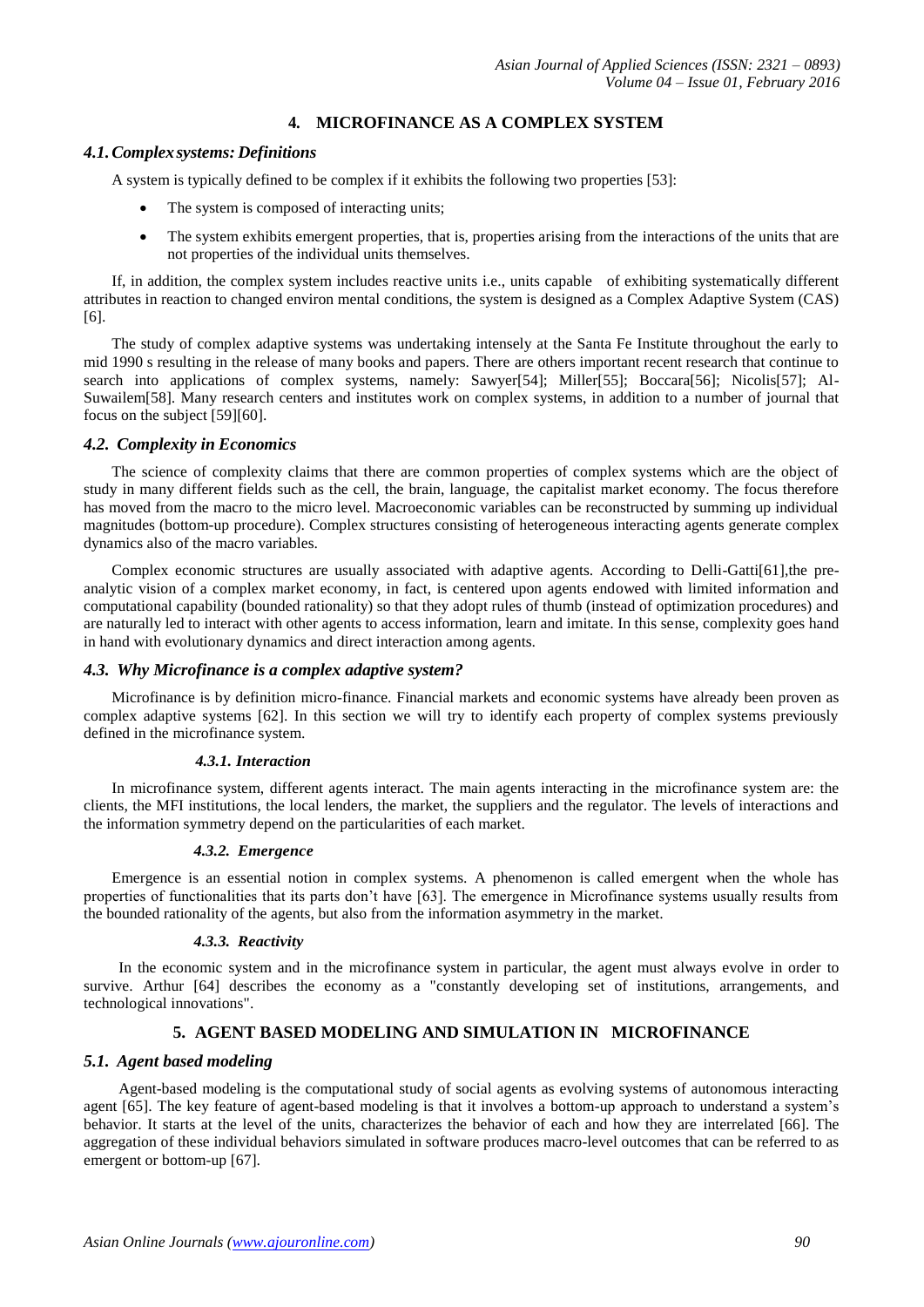## 4. MICROFINANCE AS A COMPLEX SYSTEM

### *4.1. Complex systems: Definitions*

A system is typically defined to be complex if it exhibits the following two properties [53]:

- The system is composed of interacting units;
- The system exhibits emergent properties, that is, properties arising from the interactions of the units that are not properties of the individual units themselves.

If, in addition, the complex system includes reactive units i.e., units capable of exhibiting systematically different attributes in reaction to changed environ mental conditions, the system is designed as a Complex Adaptive System (CAS) [6].

The study of complex adaptive systems was undertaking intensely at the Santa Fe Institute throughout the early to mid 1990 s resulting in the release of many books and papers. There are others important recent research that continue to search into applications of complex systems, namely: Sawyer[54]; Miller[55]; Boccara[56]; Nicolis[57]; Al-Suwailem[58]. Many research centers and institutes work on complex systems, in addition to a number of journal that focus on the subject [59][60].

### *4.2. Complexity in Economics*

The science of complexity claims that there are common properties of complex systems which are the object of study in many different fields such as the cell, the brain, language, the capitalist market economy. The focus therefore has moved from the macro to the micro level. Macroeconomic variables can be reconstructed by summing up individual magnitudes (bottom-up procedure). Complex structures consisting of heterogeneous interacting agents generate complex dynamics also of the macro variables.

Complex economic structures are usually associated with adaptive agents. According to Delli-Gatti[61],the pre-analytic vision of a complex market economy, in fact, is centered upon agents endowed with limited information and computational capability (bounded rationality) so that they adopt rules of thumb (instead of optimization procedures) and are naturally led to interact with other agents to access information, learn and imitate. In this sense, complexity goes hand in hand with evolutionary dynamics and direct interaction among agents.

### *4.3. Why Microfinance is a complex adaptive system?*

Microfinance is by definition micro-finance. Financial markets and economic systems have already been proven as complex adaptive systems [62]. In this section we will try to identify each property of complex systems previously defined in the microfinance system.

#### *4.3.1. Interaction*

In microfinance system, different agents interact. The main agents interacting in the microfinance system are: the clients, the MFI institutions, the local lenders, the market, the suppliers and the regulator. The levels of interactions and the information symmetry depend on the particularities of each market.

#### *4.3.2. Emergence*

Emergence is an essential notion in complex systems. A phenomenon is called emergent when the whole has properties of functionalities that its parts don't have [63]. The emergence in Microfinance systems usually results from the bounded rationality of the agents, but also from the information asymmetry in the market.

#### *4.3.3. Reactivity*

In the economic system and in the microfinance system in particular, the agent must always evolve in order to survive. Arthur [64] describes the economy as a "constantly developing set of institutions, arrangements, and technological innovations".

## 5. AGENT BASED MODELING AND SIMULATION IN MICROFINANCE

### *5.1. Agent based modeling*

Agent-based modeling is the computational study of social agents as evolving systems of autonomous interacting agent [65]. The key feature of agent-based modeling is that it involves a bottom-up approach to understand a system's behavior. It starts at the level of the units, characterizes the behavior of each and how they are interrelated [66]. The aggregation of these individual behaviors simulated in software produces macro-level outcomes that can be referred to as emergent or bottom-up [67].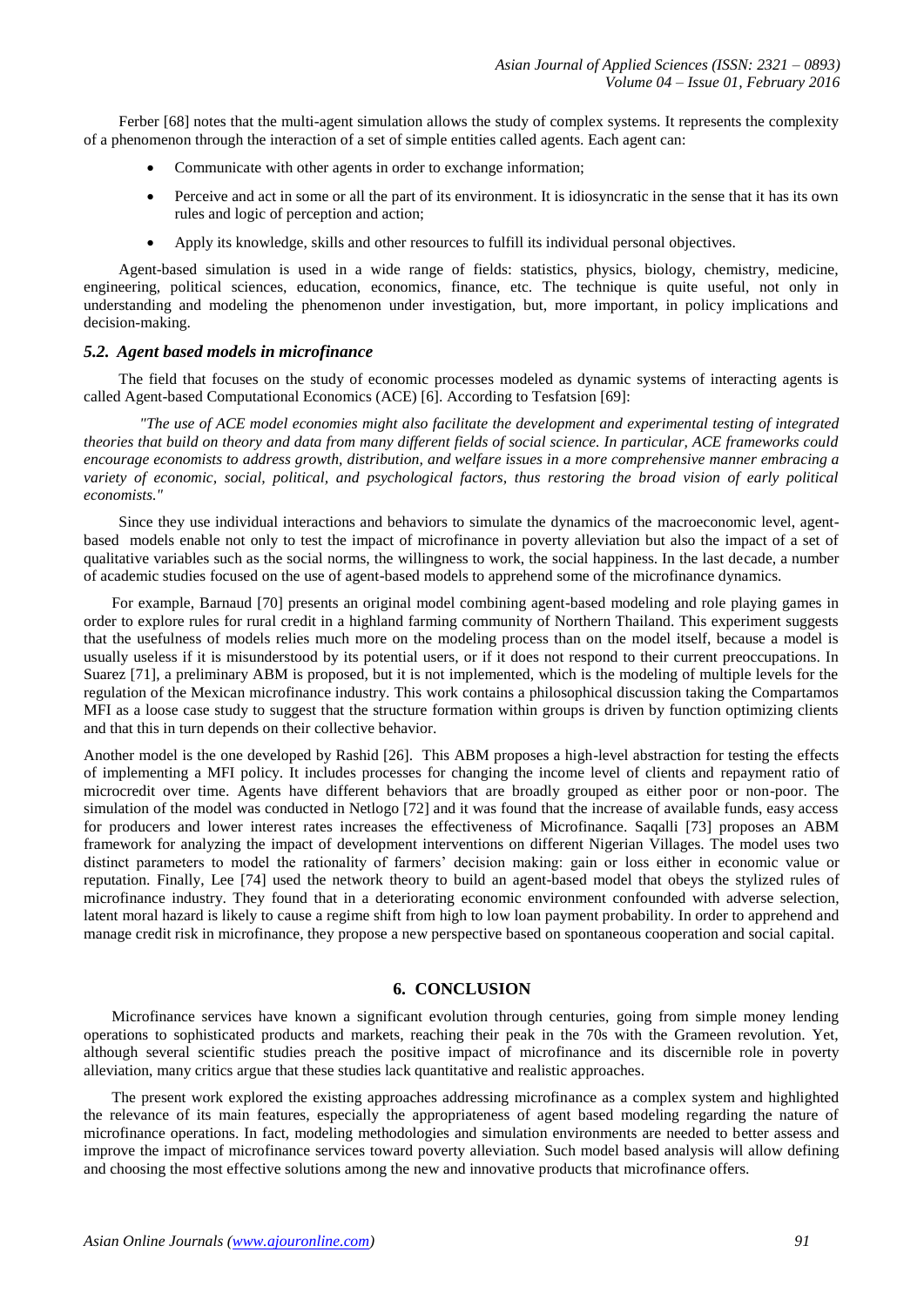Ferber [68] notes that the multi-agent simulation allows the study of complex systems. It represents the complexity of a phenomenon through the interaction of a set of simple entities called agents. Each agent can:

- Communicate with other agents in order to exchange information;
- Perceive and act in some or all the part of its environment. It is idiosyncratic in the sense that it has its own rules and logic of perception and action;
- Apply its knowledge, skills and other resources to fulfill its individual personal objectives.

Agent-based simulation is used in a wide range of fields: statistics, physics, biology, chemistry, medicine, engineering, political sciences, education, economics, finance, etc. The technique is quite useful, not only in understanding and modeling the phenomenon under investigation, but, more important, in policy implications and decision-making.

### *5.2. Agent based models in microfinance*

The field that focuses on the study of economic processes modeled as dynamic systems of interacting agents is called Agent-based Computational Economics (ACE) [6]. According to Tesfatsion [69]:

*"The use of ACE model economies might also facilitate the development and experimental testing of integrated theories that build on theory and data from many different fields of social science. In particular, ACE frameworks could encourage economists to address growth, distribution, and welfare issues in a more comprehensive manner embracing a variety of economic, social, political, and psychological factors, thus restoring the broad vision of early political economists."*

Since they use individual interactions and behaviors to simulate the dynamics of the macroeconomic level, agent-based models enable not only to test the impact of microfinance in poverty alleviation but also the impact of a set of qualitative variables such as the social norms, the willingness to work, the social happiness. In the last decade, a number of academic studies focused on the use of agent-based models to apprehend some of the microfinance dynamics.

For example, Barnaud [70] presents an original model combining agent-based modeling and role playing games in order to explore rules for rural credit in a highland farming community of Northern Thailand. This experiment suggests that the usefulness of models relies much more on the modeling process than on the model itself, because a model is usually useless if it is misunderstood by its potential users, or if it does not respond to their current preoccupations. In Suarez [71], a preliminary ABM is proposed, but it is not implemented, which is the modeling of multiple levels for the regulation of the Mexican microfinance industry. This work contains a philosophical discussion taking the Compartamos MFI as a loose case study to suggest that the structure formation within groups is driven by function optimizing clients and that this in turn depends on their collective behavior.

Another model is the one developed by Rashid [26]. This ABM proposes a high-level abstraction for testing the effects of implementing a MFI policy. It includes processes for changing the income level of clients and repayment ratio of microcredit over time. Agents have different behaviors that are broadly grouped as either poor or non-poor. The simulation of the model was conducted in Netlogo [72] and it was found that the increase of available funds, easy access for producers and lower interest rates increases the effectiveness of Microfinance. Saqalli [73] proposes an ABM framework for analyzing the impact of development interventions on different Nigerian Villages. The model uses two distinct parameters to model the rationality of farmers' decision making: gain or loss either in economic value or reputation. Finally, Lee [74] used the network theory to build an agent-based model that obeys the stylized rules of microfinance industry. They found that in a deteriorating economic environment confounded with adverse selection, latent moral hazard is likely to cause a regime shift from high to low loan payment probability. In order to apprehend and manage credit risk in microfinance, they propose a new perspective based on spontaneous cooperation and social capital.

## 6. CONCLUSION

Microfinance services have known a significant evolution through centuries, going from simple money lending operations to sophisticated products and markets, reaching their peak in the 70s with the Grameen revolution. Yet, although several scientific studies preach the positive impact of microfinance and its discernible role in poverty alleviation, many critics argue that these studies lack quantitative and realistic approaches.

The present work explored the existing approaches addressing microfinance as a complex system and highlighted the relevance of its main features, especially the appropriateness of agent based modeling regarding the nature of microfinance operations. In fact, modeling methodologies and simulation environments are needed to better assess and improve the impact of microfinance services toward poverty alleviation. Such model based analysis will allow defining and choosing the most effective solutions among the new and innovative products that microfinance offers.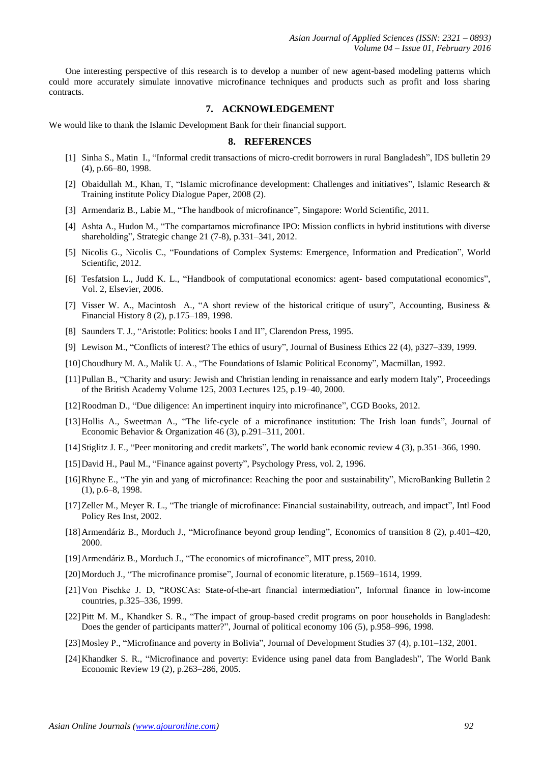One interesting perspective of this research is to develop a number of new agent-based modeling patterns which could more accurately simulate innovative microfinance techniques and products such as profit and loss sharing contracts.

## 7. ACKNOWLEDGEMENT

We would like to thank the Islamic Development Bank for their financial support.

## 8. REFERENCES

[1] Sinha S., Matin I., "Informal credit transactions of micro-credit borrowers in rural Bangladesh", IDS bulletin 29 (4), p.66–80, 1998.

[2] Obaidullah M., Khan, T, "Islamic microfinance development: Challenges and initiatives", Islamic Research & Training institute Policy Dialogue Paper, 2008 (2).

[3] Armendariz B., Labie M., "The handbook of microfinance", Singapore: World Scientific, 2011.

[4] Ashta A., Hudon M., "The compartamos microfinance IPO: Mission conflicts in hybrid institutions with diverse shareholding", Strategic change 21 (7-8), p.331–341, 2012.

[5] Nicolis G., Nicolis C., "Foundations of Complex Systems: Emergence, Information and Predication", World Scientific, 2012.

[6] Tesfatsion L., Judd K. L., "Handbook of computational economics: agent- based computational economics", Vol. 2, Elsevier, 2006.

[7] Visser W. A., Macintosh A., "A short review of the historical critique of usury", Accounting, Business & Financial History 8 (2), p.175–189, 1998.

[8] Saunders T. J., "Aristotle: Politics: books I and II", Clarendon Press, 1995.

[9] Lewison M., "Conflicts of interest? The ethics of usury", Journal of Business Ethics 22 (4), p327–339, 1999.

[10] Choudhury M. A., Malik U. A., "The Foundations of Islamic Political Economy", Macmillan, 1992.

[11] Pullan B., "Charity and usury: Jewish and Christian lending in renaissance and early modern Italy", Proceedings of the British Academy Volume 125, 2003 Lectures 125, p.19–40, 2000.

[12] Roodman D., "Due diligence: An impertinent inquiry into microfinance", CGD Books, 2012.

[13] Hollis A., Sweetman A., "The life-cycle of a microfinance institution: The Irish loan funds", Journal of Economic Behavior & Organization 46 (3), p.291–311, 2001.

[14] Stiglitz J. E., "Peer monitoring and credit markets", The world bank economic review 4 (3), p.351–366, 1990.

[15] David H., Paul M., "Finance against poverty", Psychology Press, vol. 2, 1996.

[16] Rhyne E., "The yin and yang of microfinance: Reaching the poor and sustainability", MicroBanking Bulletin 2 (1), p.6–8, 1998.

[17] Zeller M., Meyer R. L., "The triangle of microfinance: Financial sustainability, outreach, and impact", Intl Food Policy Res Inst, 2002.

[18] Armendáriz B., Morduch J., "Microfinance beyond group lending", Economics of transition 8 (2), p.401–420, 2000.

[19] Armendáriz B., Morduch J., "The economics of microfinance", MIT press, 2010.

[20] Morduch J., "The microfinance promise", Journal of economic literature, p.1569–1614, 1999.

[21] Von Pischke J. D, "ROSCAs: State-of-the-art financial intermediation", Informal finance in low-income countries, p.325–336, 1999.

[22] Pitt M. M., Khandker S. R., "The impact of group-based credit programs on poor households in Bangladesh: Does the gender of participants matter?", Journal of political economy 106 (5), p.958–996, 1998.

[23] Mosley P., "Microfinance and poverty in Bolivia", Journal of Development Studies 37 (4), p.101–132, 2001.

[24] Khandker S. R., "Microfinance and poverty: Evidence using panel data from Bangladesh", The World Bank Economic Review 19 (2), p.263–286, 2005.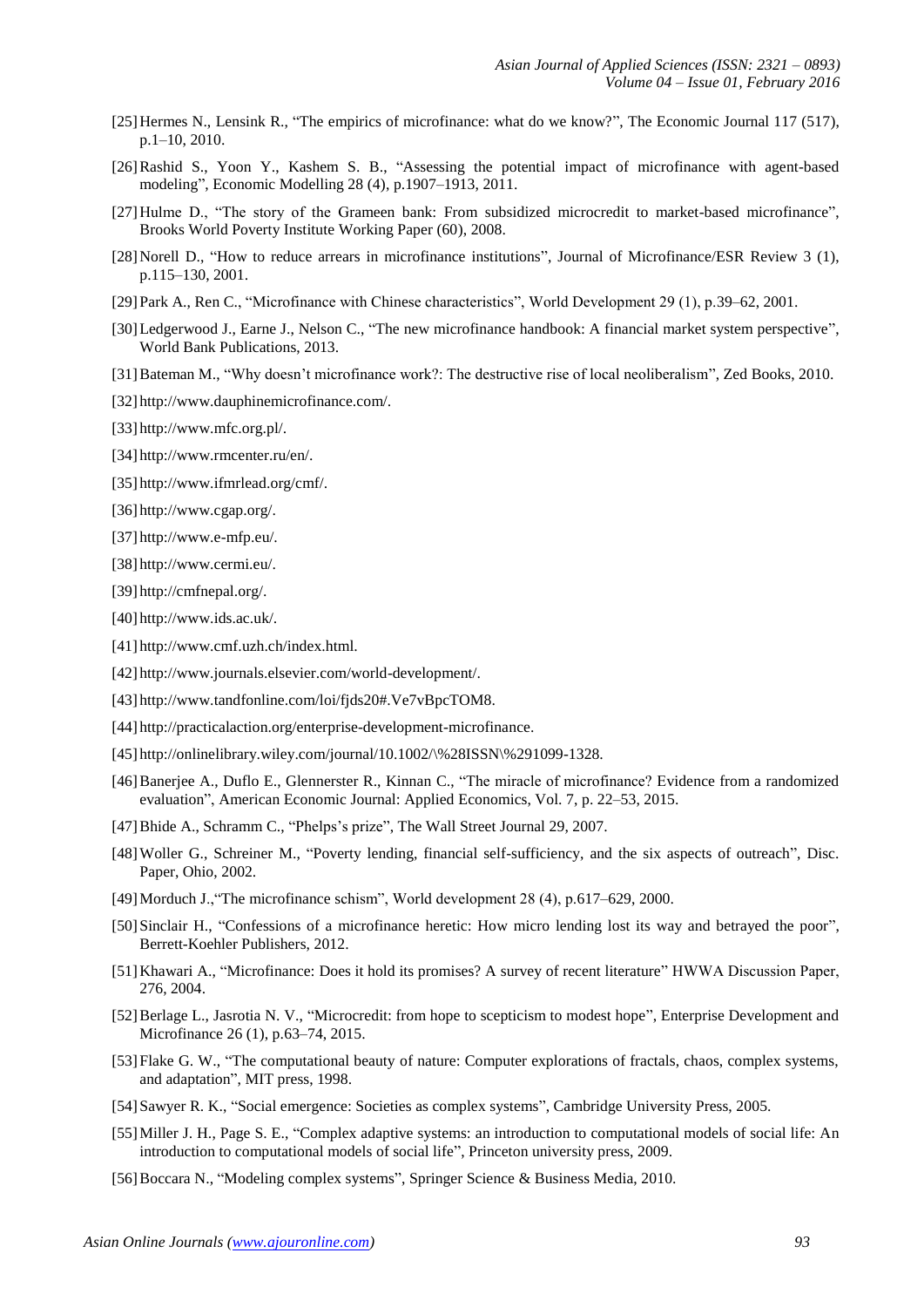[25] Hermes N., Lensink R., "The empirics of microfinance: what do we know?", The Economic Journal 117 (517), p.1–10, 2010.

[26] Rashid S., Yoon Y., Kashem S. B., "Assessing the potential impact of microfinance with agent-based modeling", Economic Modelling 28 (4), p.1907–1913, 2011.

[27] Hulme D., "The story of the Grameen bank: From subsidized microcredit to market-based microfinance", Brooks World Poverty Institute Working Paper (60), 2008.

[28] Norell D., "How to reduce arrears in microfinance institutions", Journal of Microfinance/ESR Review 3 (1), p.115–130, 2001.

[29] Park A., Ren C., "Microfinance with Chinese characteristics", World Development 29 (1), p.39–62, 2001.

[30] Ledgerwood J., Earne J., Nelson C., "The new microfinance handbook: A financial market system perspective", World Bank Publications, 2013.

[31] Bateman M., "Why doesn't microfinance work?: The destructive rise of local neoliberalism", Zed Books, 2010.

[32] http://www.dauphinemicrofinance.com/.

[33] http://www.mfc.org.pl/.

[34] http://www.rmcenter.ru/en/.

[35] http://www.ifmrlead.org/cmf/.

[36] http://www.cgap.org/.

[37] http://www.e-mfp.eu/.

[38] http://www.cermi.eu/.

[39] http://cmfnepal.org/.

[40] http://www.ids.ac.uk/.

[41] http://www.cmf.uzh.ch/index.html.

[42] http://www.journals.elsevier.com/world-development/.

[43] http://www.tandfonline.com/loi/fjds20#.Ve7vBpcTOM8.

[44] http://practicalaction.org/enterprise-development-microfinance.

[45] http://onlinelibrary.wiley.com/journal/10.1002/\%28ISSN\%291099-1328.

[46] Banerjee A., Duflo E., Glennerster R., Kinnan C., "The miracle of microfinance? Evidence from a randomized evaluation", American Economic Journal: Applied Economics, Vol. 7, p. 22–53, 2015.

[47] Bhide A., Schramm C., "Phelps's prize", The Wall Street Journal 29, 2007.

[48] Woller G., Schreiner M., "Poverty lending, financial self-sufficiency, and the six aspects of outreach", Disc. Paper, Ohio, 2002.

[49] Morduch J.,"The microfinance schism", World development 28 (4), p.617–629, 2000.

[50] Sinclair H., "Confessions of a microfinance heretic: How micro lending lost its way and betrayed the poor", Berrett-Koehler Publishers, 2012.

[51] Khawari A., "Microfinance: Does it hold its promises? A survey of recent literature" HWWA Discussion Paper, 276, 2004.

[52] Berlage L., Jasrotia N. V., "Microcredit: from hope to scepticism to modest hope", Enterprise Development and Microfinance 26 (1), p.63–74, 2015.

[53] Flake G. W., "The computational beauty of nature: Computer explorations of fractals, chaos, complex systems, and adaptation", MIT press, 1998.

[54] Sawyer R. K., "Social emergence: Societies as complex systems", Cambridge University Press, 2005.

[55] Miller J. H., Page S. E., "Complex adaptive systems: an introduction to computational models of social life: An introduction to computational models of social life", Princeton university press, 2009.

[56] Boccara N., "Modeling complex systems", Springer Science & Business Media, 2010.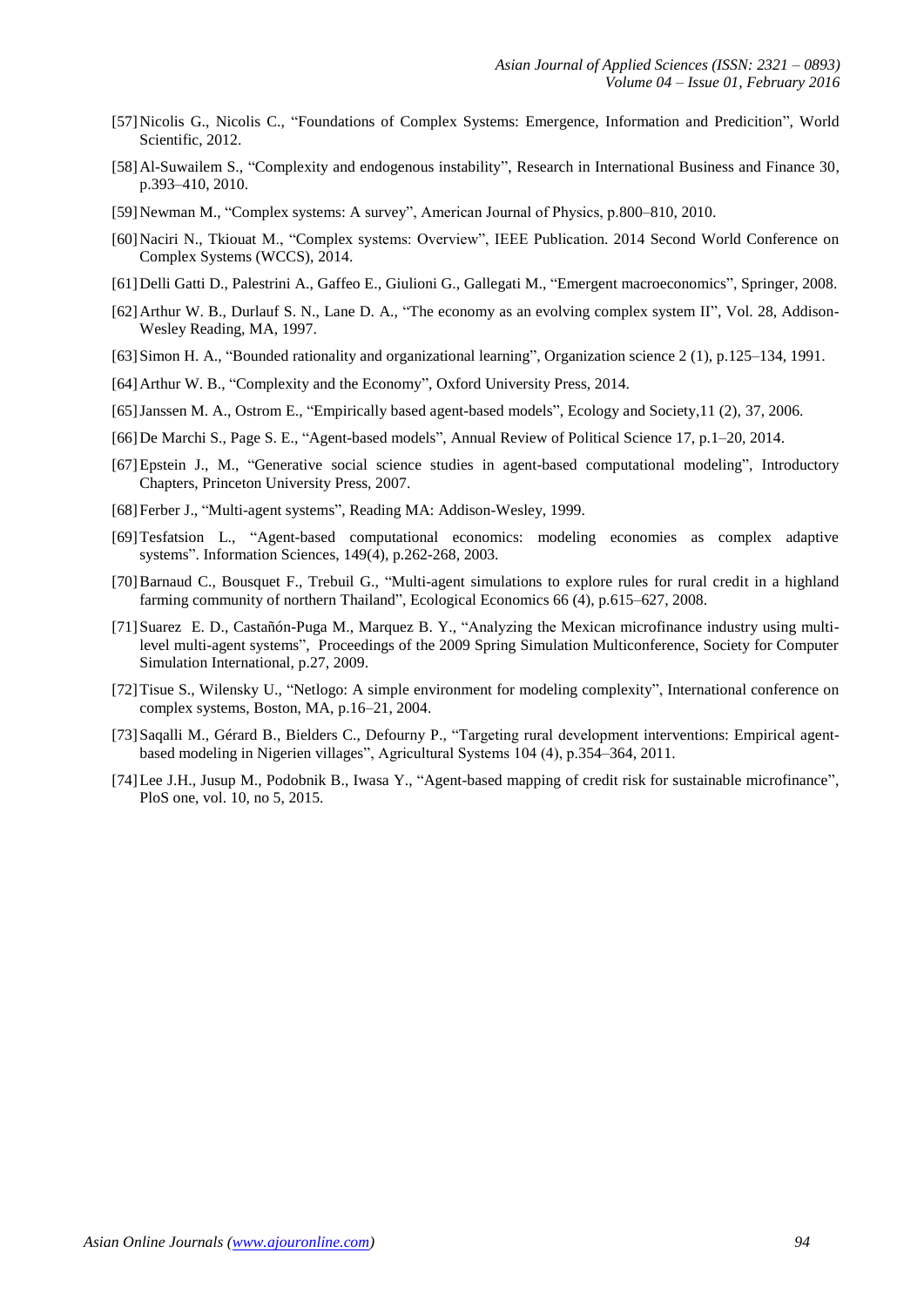[57] Nicolis G., Nicolis C., "Foundations of Complex Systems: Emergence, Information and Predicition", World Scientific, 2012.

[58] Al-Suwailem S., "Complexity and endogenous instability", Research in International Business and Finance 30, p.393–410, 2010.

[59] Newman M., "Complex systems: A survey", American Journal of Physics, p.800–810, 2010.

[60] Naciri N., Tkiouat M., "Complex systems: Overview", IEEE Publication. 2014 Second World Conference on Complex Systems (WCCS), 2014.

[61] Delli Gatti D., Palestrini A., Gaffeo E., Giulioni G., Gallegati M., "Emergent macroeconomics", Springer, 2008.

[62] Arthur W. B., Durlauf S. N., Lane D. A., "The economy as an evolving complex system II", Vol. 28, Addison-Wesley Reading, MA, 1997.

[63] Simon H. A., "Bounded rationality and organizational learning", Organization science 2 (1), p.125–134, 1991.

[64] Arthur W. B., "Complexity and the Economy", Oxford University Press, 2014.

[65] Janssen M. A., Ostrom E., "Empirically based agent-based models", Ecology and Society,11 (2), 37, 2006.

[66] De Marchi S., Page S. E., "Agent-based models", Annual Review of Political Science 17, p.1–20, 2014.

[67] Epstein J., M., "Generative social science studies in agent-based computational modeling", Introductory Chapters, Princeton University Press, 2007.

[68] Ferber J., "Multi-agent systems", Reading MA: Addison-Wesley, 1999.

[69] Tesfatsion L., "Agent-based computational economics: modeling economies as complex adaptive systems". Information Sciences, 149(4), p.262-268, 2003.

[70] Barnaud C., Bousquet F., Trebuil G., "Multi-agent simulations to explore rules for rural credit in a highland farming community of northern Thailand", Ecological Economics 66 (4), p.615–627, 2008.

[71] Suarez E. D., Castañón-Puga M., Marquez B. Y., "Analyzing the Mexican microfinance industry using multi-level multi-agent systems", Proceedings of the 2009 Spring Simulation Multiconference, Society for Computer Simulation International, p.27, 2009.

[72] Tisue S., Wilensky U., "Netlogo: A simple environment for modeling complexity", International conference on complex systems, Boston, MA, p.16–21, 2004.

[73] Saqalli M., Gérard B., Bielders C., Defourny P., "Targeting rural development interventions: Empirical agent-based modeling in Nigerien villages", Agricultural Systems 104 (4), p.354–364, 2011.

[74] Lee J.H., Jusup M., Podobnik B., Iwasa Y., "Agent-based mapping of credit risk for sustainable microfinance", PloS one, vol. 10, no 5, 2015.